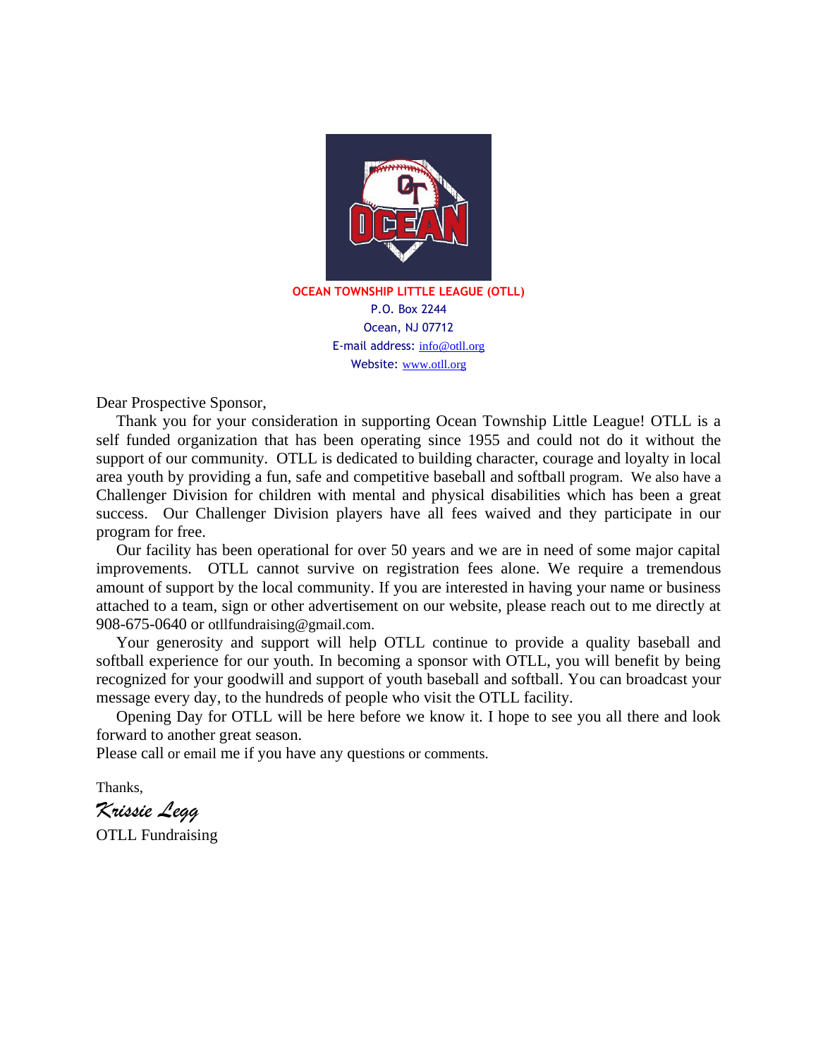**OCEAN TOWNSHIP LITTLE LEAGUE (OTLL)**
P.O. Box 2244
Ocean, NJ 07712
E-mail address: info@otll.org
Website: www.otll.org

Dear Prospective Sponsor,

Thank you for your consideration in supporting Ocean Township Little League! OTLL is a self funded organization that has been operating since 1955 and could not do it without the support of our community. OTLL is dedicated to building character, courage and loyalty in local area youth by providing a fun, safe and competitive baseball and softball program. We also have a Challenger Division for children with mental and physical disabilities which has been a great success. Our Challenger Division players have all fees waived and they participate in our program for free.

Our facility has been operational for over 50 years and we are in need of some major capital improvements. OTLL cannot survive on registration fees alone. We require a tremendous amount of support by the local community. If you are interested in having your name or business attached to a team, sign or other advertisement on our website, please reach out to me directly at 908-675-0640 or otllfundraising@gmail.com.

Your generosity and support will help OTLL continue to provide a quality baseball and softball experience for our youth. In becoming a sponsor with OTLL, you will benefit by being recognized for your goodwill and support of youth baseball and softball. You can broadcast your message every day, to the hundreds of people who visit the OTLL facility.

Opening Day for OTLL will be here before we know it. I hope to see you all there and look forward to another great season.

Please call or email me if you have any questions or comments.

Thanks,

*Krissie Legg*

OTLL Fundraising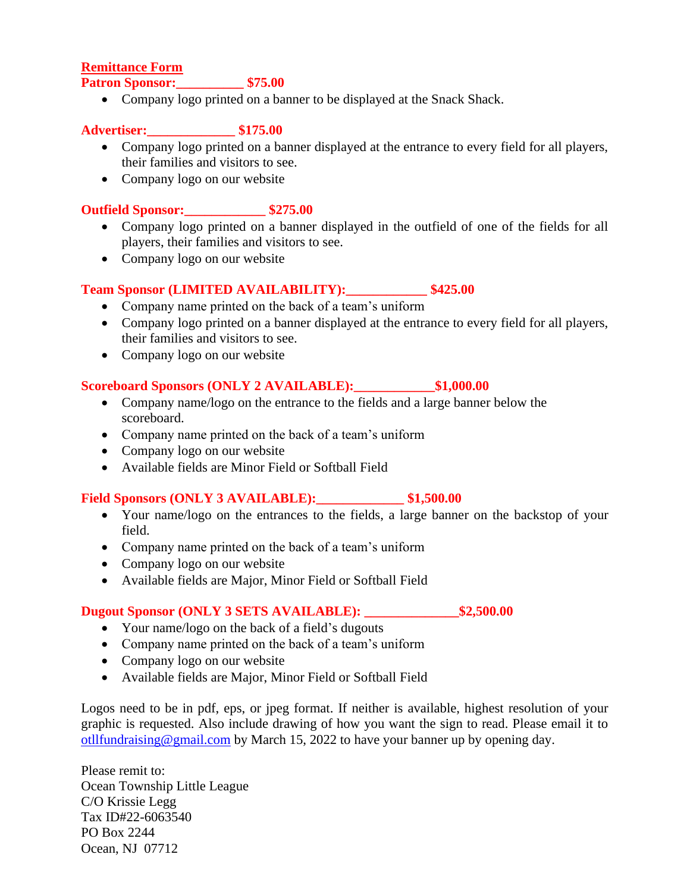**Remittance Form**

**Patron Sponsor:__________ $75.00**

- Company logo printed on a banner to be displayed at the Snack Shack.

**Advertiser:_____________ $175.00**

- Company logo printed on a banner displayed at the entrance to every field for all players, their families and visitors to see.
- Company logo on our website

**Outfield Sponsor:____________ $275.00**

- Company logo printed on a banner displayed in the outfield of one of the fields for all players, their families and visitors to see.
- Company logo on our website

**Team Sponsor (LIMITED AVAILABILITY):____________ $425.00**

- Company name printed on the back of a team's uniform
- Company logo printed on a banner displayed at the entrance to every field for all players, their families and visitors to see.
- Company logo on our website

**Scoreboard Sponsors (ONLY 2 AVAILABLE):____________$1,000.00**

- Company name/logo on the entrance to the fields and a large banner below the scoreboard.
- Company name printed on the back of a team's uniform
- Company logo on our website
- Available fields are Minor Field or Softball Field

**Field Sponsors (ONLY 3 AVAILABLE):_____________ $1,500.00**

- Your name/logo on the entrances to the fields, a large banner on the backstop of your field.
- Company name printed on the back of a team's uniform
- Company logo on our website
- Available fields are Major, Minor Field or Softball Field

**Dugout Sponsor (ONLY 3 SETS AVAILABLE): ______________$2,500.00**

- Your name/logo on the back of a field's dugouts
- Company name printed on the back of a team's uniform
- Company logo on our website
- Available fields are Major, Minor Field or Softball Field

Logos need to be in pdf, eps, or jpeg format. If neither is available, highest resolution of your graphic is requested. Also include drawing of how you want the sign to read. Please email it to otllfundraising@gmail.com by March 15, 2022 to have your banner up by opening day.

Please remit to:
Ocean Township Little League
C/O Krissie Legg
Tax ID#22-6063540
PO Box 2244
Ocean, NJ 07712